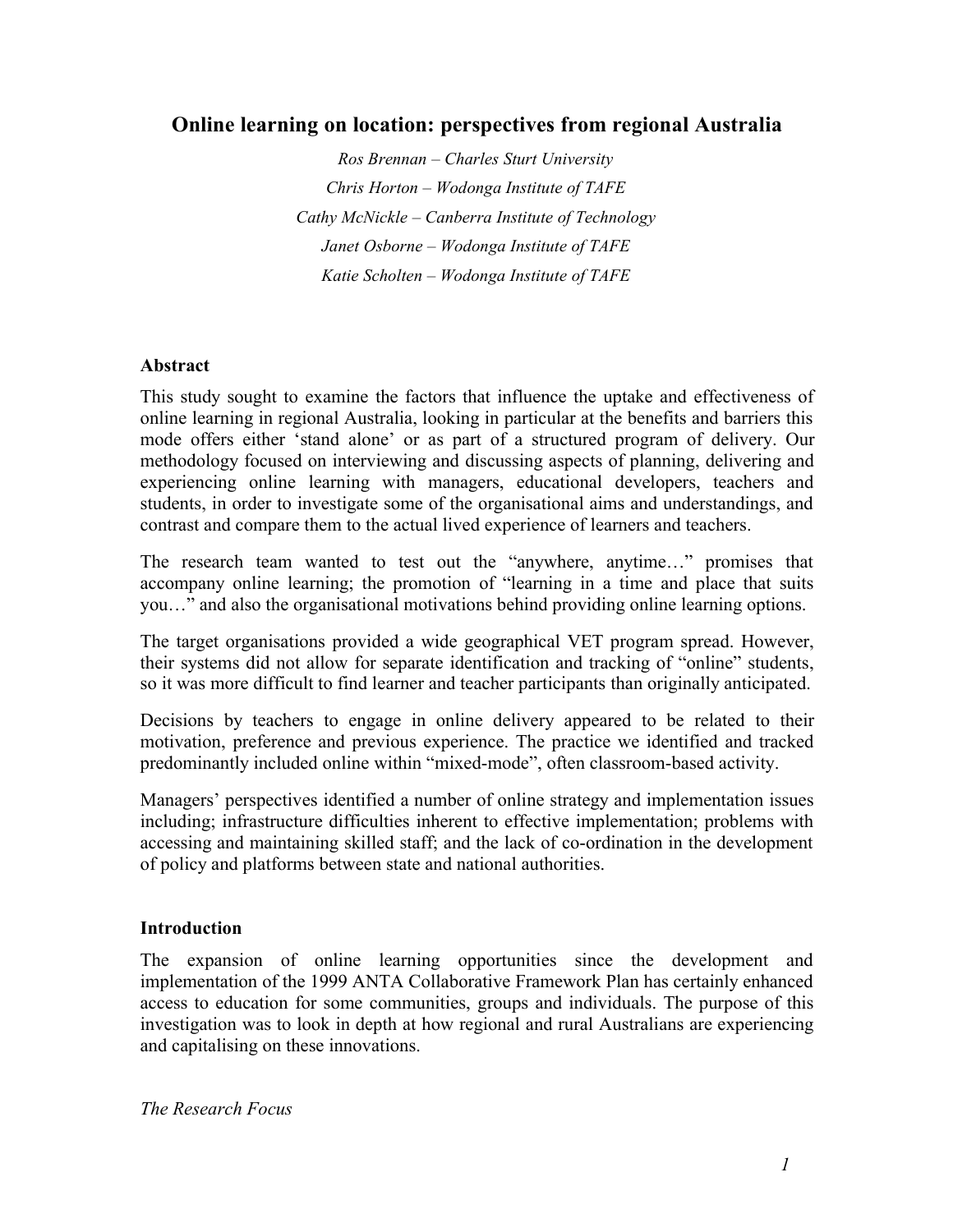# Online learning on location: perspectives from regional Australia

*Ros Brennan – Charles Sturt University*

*Chris Horton – Wodonga Institute of TAFE*

*Cathy McNickle – Canberra Institute of Technology*

*Janet Osborne – Wodonga Institute of TAFE*

*Katie Scholten – Wodonga Institute of TAFE*

## Abstract

This study sought to examine the factors that influence the uptake and effectiveness of online learning in regional Australia, looking in particular at the benefits and barriers this mode offers either 'stand alone' or as part of a structured program of delivery. Our methodology focused on interviewing and discussing aspects of planning, delivering and experiencing online learning with managers, educational developers, teachers and students, in order to investigate some of the organisational aims and understandings, and contrast and compare them to the actual lived experience of learners and teachers.

The research team wanted to test out the "anywhere, anytime…" promises that accompany online learning; the promotion of "learning in a time and place that suits you…" and also the organisational motivations behind providing online learning options.

The target organisations provided a wide geographical VET program spread. However, their systems did not allow for separate identification and tracking of "online" students, so it was more difficult to find learner and teacher participants than originally anticipated.

Decisions by teachers to engage in online delivery appeared to be related to their motivation, preference and previous experience. The practice we identified and tracked predominantly included online within "mixed-mode", often classroom-based activity.

Managers' perspectives identified a number of online strategy and implementation issues including; infrastructure difficulties inherent to effective implementation; problems with accessing and maintaining skilled staff; and the lack of co-ordination in the development of policy and platforms between state and national authorities.

## Introduction

The expansion of online learning opportunities since the development and implementation of the 1999 ANTA Collaborative Framework Plan has certainly enhanced access to education for some communities, groups and individuals. The purpose of this investigation was to look in depth at how regional and rural Australians are experiencing and capitalising on these innovations.

### *The Research Focus*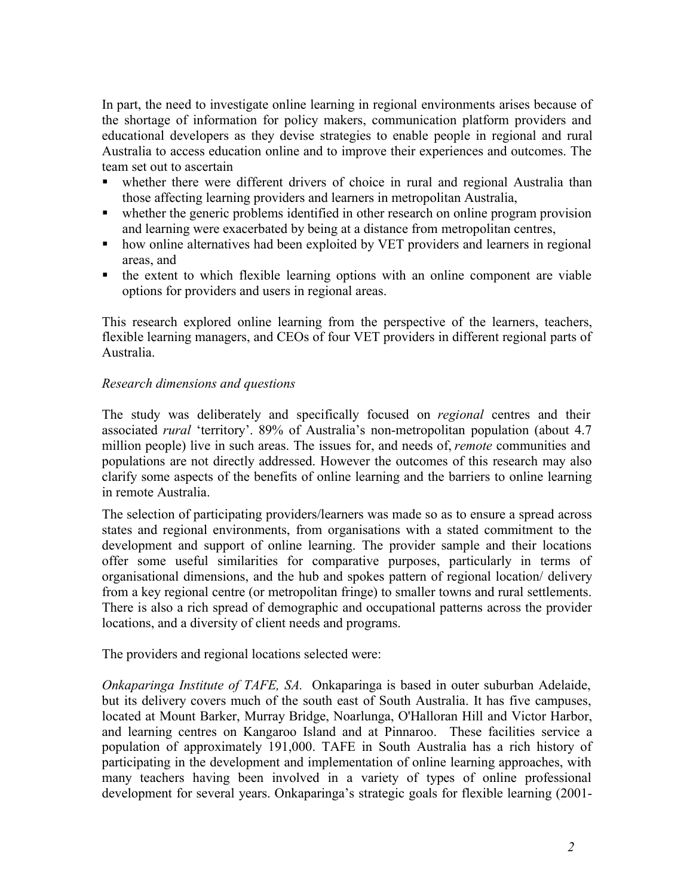In part, the need to investigate online learning in regional environments arises because of the shortage of information for policy makers, communication platform providers and educational developers as they devise strategies to enable people in regional and rural Australia to access education online and to improve their experiences and outcomes. The team set out to ascertain

- whether there were different drivers of choice in rural and regional Australia than those affecting learning providers and learners in metropolitan Australia,
- whether the generic problems identified in other research on online program provision and learning were exacerbated by being at a distance from metropolitan centres,
- how online alternatives had been exploited by VET providers and learners in regional areas, and
- the extent to which flexible learning options with an online component are viable options for providers and users in regional areas.

This research explored online learning from the perspective of the learners, teachers, flexible learning managers, and CEOs of four VET providers in different regional parts of Australia.

*Research dimensions and questions*

The study was deliberately and specifically focused on *regional* centres and their associated *rural* 'territory'. 89% of Australia's non-metropolitan population (about 4.7 million people) live in such areas. The issues for, and needs of, *remote* communities and populations are not directly addressed. However the outcomes of this research may also clarify some aspects of the benefits of online learning and the barriers to online learning in remote Australia.

The selection of participating providers/learners was made so as to ensure a spread across states and regional environments, from organisations with a stated commitment to the development and support of online learning. The provider sample and their locations offer some useful similarities for comparative purposes, particularly in terms of organisational dimensions, and the hub and spokes pattern of regional location/ delivery from a key regional centre (or metropolitan fringe) to smaller towns and rural settlements. There is also a rich spread of demographic and occupational patterns across the provider locations, and a diversity of client needs and programs.

The providers and regional locations selected were:

*Onkaparinga Institute of TAFE, SA.* Onkaparinga is based in outer suburban Adelaide, but its delivery covers much of the south east of South Australia. It has five campuses, located at Mount Barker, Murray Bridge, Noarlunga, O'Halloran Hill and Victor Harbor, and learning centres on Kangaroo Island and at Pinnaroo. These facilities service a population of approximately 191,000. TAFE in South Australia has a rich history of participating in the development and implementation of online learning approaches, with many teachers having been involved in a variety of types of online professional development for several years. Onkaparinga's strategic goals for flexible learning (2001-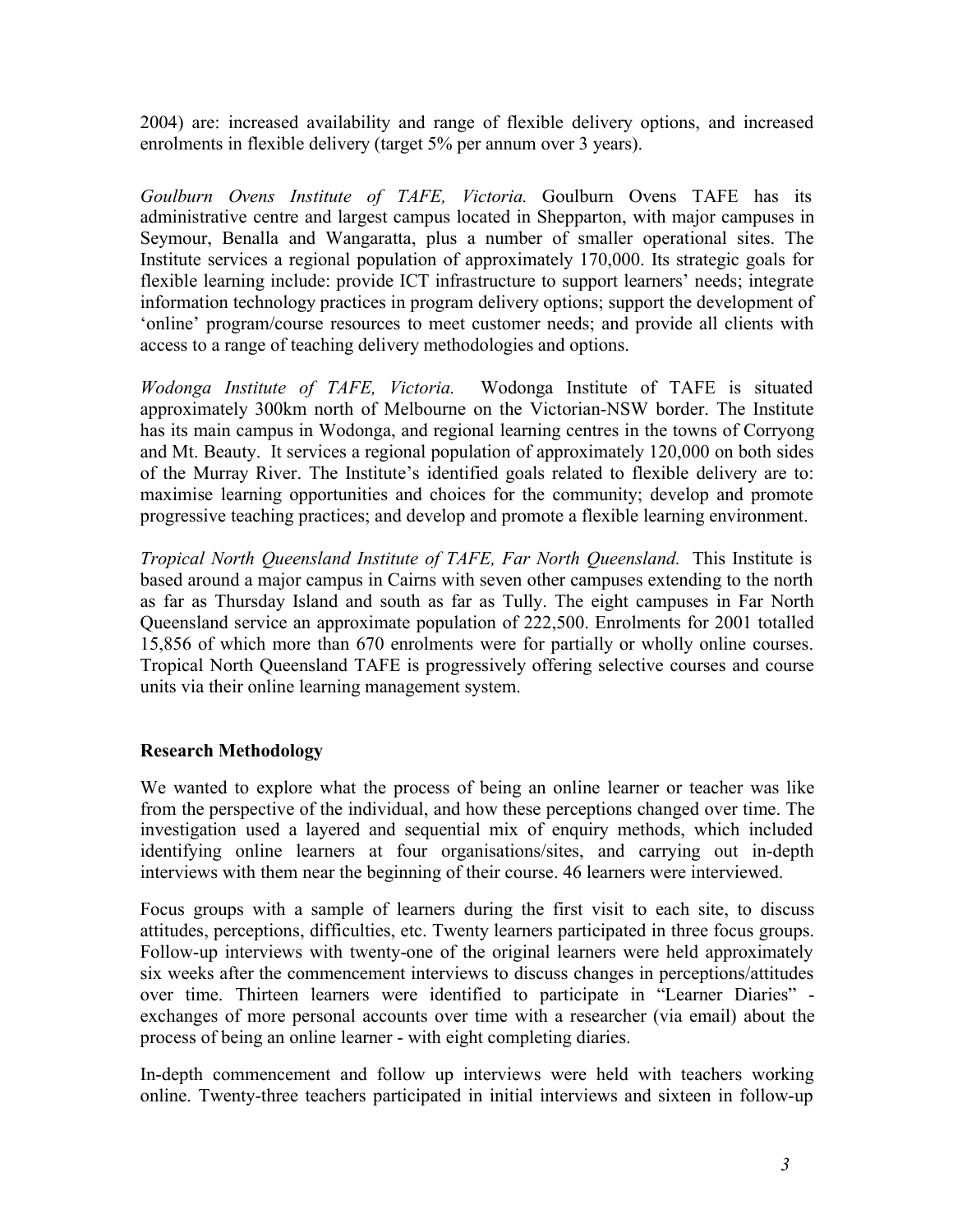2004) are: increased availability and range of flexible delivery options, and increased enrolments in flexible delivery (target 5% per annum over 3 years).

*Goulburn Ovens Institute of TAFE, Victoria.* Goulburn Ovens TAFE has its administrative centre and largest campus located in Shepparton, with major campuses in Seymour, Benalla and Wangaratta, plus a number of smaller operational sites. The Institute services a regional population of approximately 170,000. Its strategic goals for flexible learning include: provide ICT infrastructure to support learners' needs; integrate information technology practices in program delivery options; support the development of 'online' program/course resources to meet customer needs; and provide all clients with access to a range of teaching delivery methodologies and options.

*Wodonga Institute of TAFE, Victoria.* Wodonga Institute of TAFE is situated approximately 300km north of Melbourne on the Victorian-NSW border. The Institute has its main campus in Wodonga, and regional learning centres in the towns of Corryong and Mt. Beauty. It services a regional population of approximately 120,000 on both sides of the Murray River. The Institute's identified goals related to flexible delivery are to: maximise learning opportunities and choices for the community; develop and promote progressive teaching practices; and develop and promote a flexible learning environment.

*Tropical North Queensland Institute of TAFE, Far North Queensland.* This Institute is based around a major campus in Cairns with seven other campuses extending to the north as far as Thursday Island and south as far as Tully. The eight campuses in Far North Queensland service an approximate population of 222,500. Enrolments for 2001 totalled 15,856 of which more than 670 enrolments were for partially or wholly online courses. Tropical North Queensland TAFE is progressively offering selective courses and course units via their online learning management system.

## Research Methodology

We wanted to explore what the process of being an online learner or teacher was like from the perspective of the individual, and how these perceptions changed over time. The investigation used a layered and sequential mix of enquiry methods, which included identifying online learners at four organisations/sites, and carrying out in-depth interviews with them near the beginning of their course. 46 learners were interviewed.

Focus groups with a sample of learners during the first visit to each site, to discuss attitudes, perceptions, difficulties, etc. Twenty learners participated in three focus groups. Follow-up interviews with twenty-one of the original learners were held approximately six weeks after the commencement interviews to discuss changes in perceptions/attitudes over time. Thirteen learners were identified to participate in "Learner Diaries" - exchanges of more personal accounts over time with a researcher (via email) about the process of being an online learner - with eight completing diaries.

In-depth commencement and follow up interviews were held with teachers working online. Twenty-three teachers participated in initial interviews and sixteen in follow-up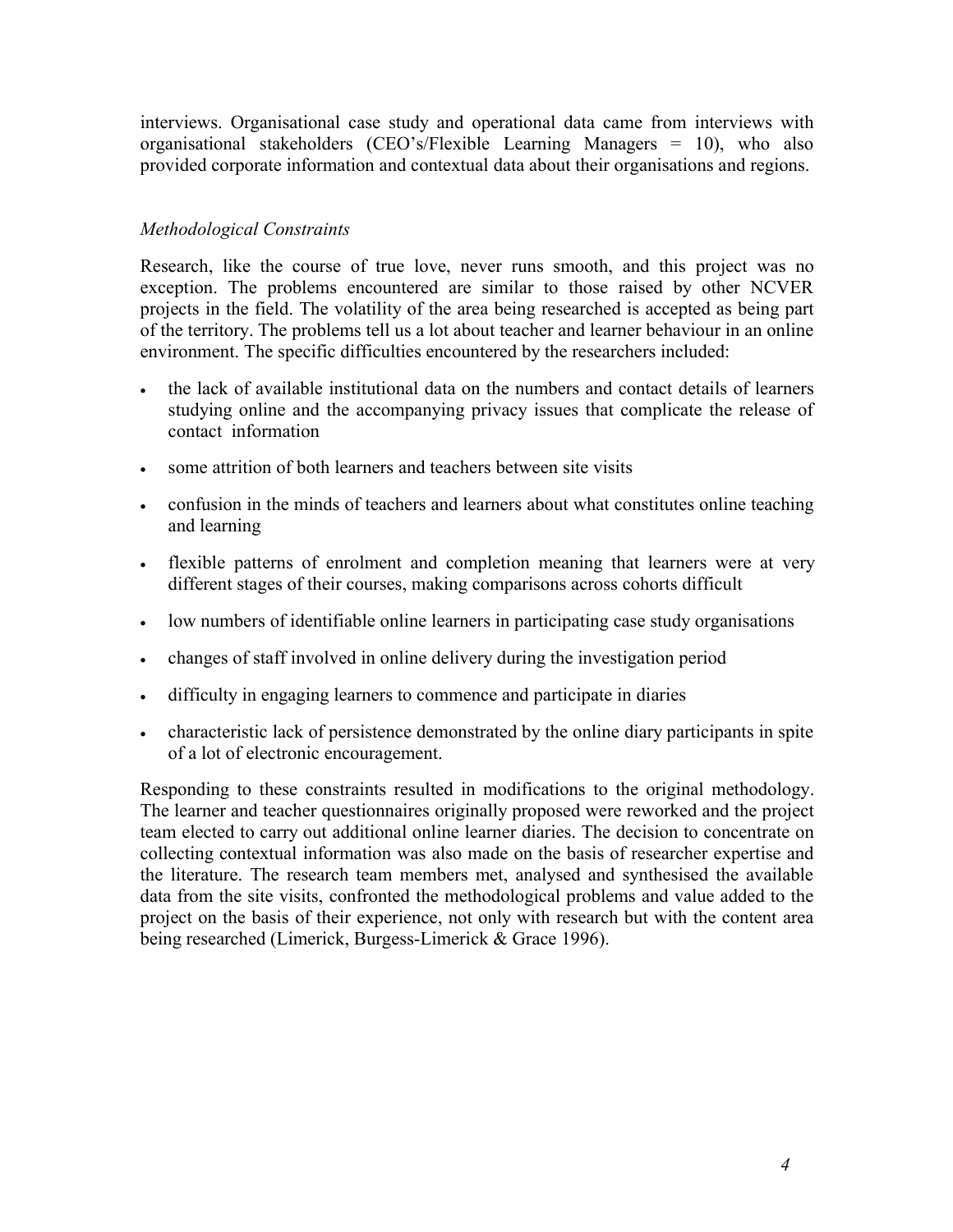interviews. Organisational case study and operational data came from interviews with organisational stakeholders (CEO's/Flexible Learning Managers = 10), who also provided corporate information and contextual data about their organisations and regions.

### *Methodological Constraints*

Research, like the course of true love, never runs smooth, and this project was no exception. The problems encountered are similar to those raised by other NCVER projects in the field. The volatility of the area being researched is accepted as being part of the territory. The problems tell us a lot about teacher and learner behaviour in an online environment. The specific difficulties encountered by the researchers included:

- the lack of available institutional data on the numbers and contact details of learners studying online and the accompanying privacy issues that complicate the release of contact information
- some attrition of both learners and teachers between site visits
- confusion in the minds of teachers and learners about what constitutes online teaching and learning
- flexible patterns of enrolment and completion meaning that learners were at very different stages of their courses, making comparisons across cohorts difficult
- low numbers of identifiable online learners in participating case study organisations
- changes of staff involved in online delivery during the investigation period
- difficulty in engaging learners to commence and participate in diaries
- characteristic lack of persistence demonstrated by the online diary participants in spite of a lot of electronic encouragement.

Responding to these constraints resulted in modifications to the original methodology. The learner and teacher questionnaires originally proposed were reworked and the project team elected to carry out additional online learner diaries. The decision to concentrate on collecting contextual information was also made on the basis of researcher expertise and the literature. The research team members met, analysed and synthesised the available data from the site visits, confronted the methodological problems and value added to the project on the basis of their experience, not only with research but with the content area being researched (Limerick, Burgess-Limerick & Grace 1996).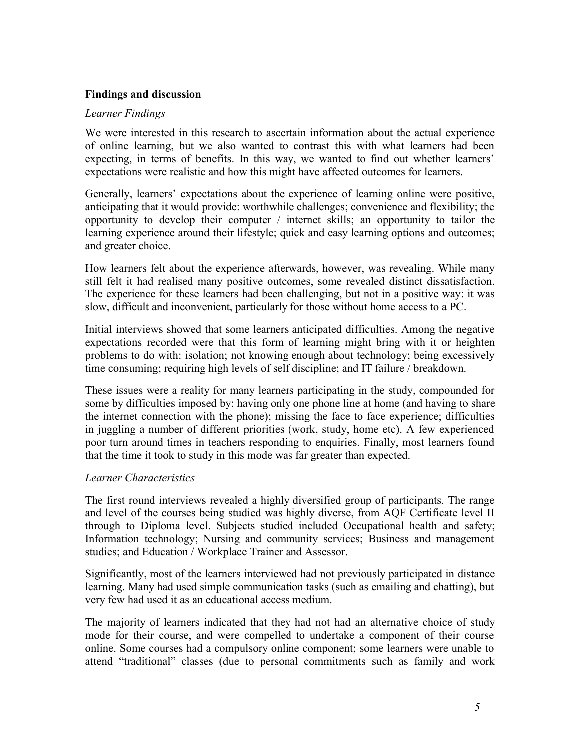## Findings and discussion

*Learner Findings*

We were interested in this research to ascertain information about the actual experience of online learning, but we also wanted to contrast this with what learners had been expecting, in terms of benefits. In this way, we wanted to find out whether learners' expectations were realistic and how this might have affected outcomes for learners.

Generally, learners' expectations about the experience of learning online were positive, anticipating that it would provide: worthwhile challenges; convenience and flexibility; the opportunity to develop their computer / internet skills; an opportunity to tailor the learning experience around their lifestyle; quick and easy learning options and outcomes; and greater choice.

How learners felt about the experience afterwards, however, was revealing. While many still felt it had realised many positive outcomes, some revealed distinct dissatisfaction. The experience for these learners had been challenging, but not in a positive way: it was slow, difficult and inconvenient, particularly for those without home access to a PC.

Initial interviews showed that some learners anticipated difficulties. Among the negative expectations recorded were that this form of learning might bring with it or heighten problems to do with: isolation; not knowing enough about technology; being excessively time consuming; requiring high levels of self discipline; and IT failure / breakdown.

These issues were a reality for many learners participating in the study, compounded for some by difficulties imposed by: having only one phone line at home (and having to share the internet connection with the phone); missing the face to face experience; difficulties in juggling a number of different priorities (work, study, home etc). A few experienced poor turn around times in teachers responding to enquiries. Finally, most learners found that the time it took to study in this mode was far greater than expected.

*Learner Characteristics*

The first round interviews revealed a highly diversified group of participants. The range and level of the courses being studied was highly diverse, from AQF Certificate level II through to Diploma level. Subjects studied included Occupational health and safety; Information technology; Nursing and community services; Business and management studies; and Education / Workplace Trainer and Assessor.

Significantly, most of the learners interviewed had not previously participated in distance learning. Many had used simple communication tasks (such as emailing and chatting), but very few had used it as an educational access medium.

The majority of learners indicated that they had not had an alternative choice of study mode for their course, and were compelled to undertake a component of their course online. Some courses had a compulsory online component; some learners were unable to attend "traditional" classes (due to personal commitments such as family and work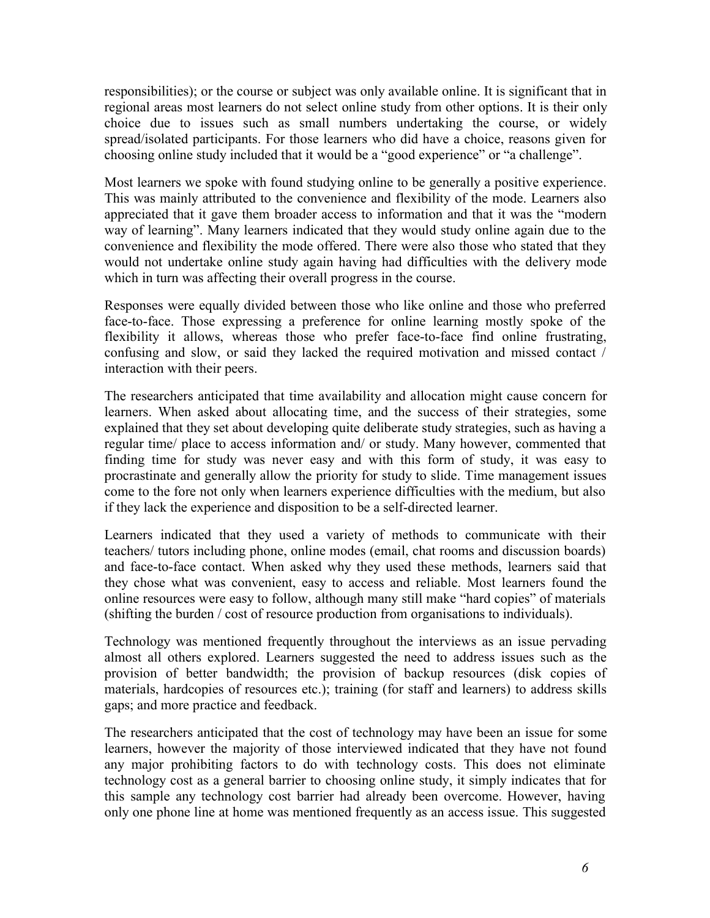responsibilities); or the course or subject was only available online. It is significant that in regional areas most learners do not select online study from other options. It is their only choice due to issues such as small numbers undertaking the course, or widely spread/isolated participants. For those learners who did have a choice, reasons given for choosing online study included that it would be a "good experience" or "a challenge".

Most learners we spoke with found studying online to be generally a positive experience. This was mainly attributed to the convenience and flexibility of the mode. Learners also appreciated that it gave them broader access to information and that it was the "modern way of learning". Many learners indicated that they would study online again due to the convenience and flexibility the mode offered. There were also those who stated that they would not undertake online study again having had difficulties with the delivery mode which in turn was affecting their overall progress in the course.

Responses were equally divided between those who like online and those who preferred face-to-face. Those expressing a preference for online learning mostly spoke of the flexibility it allows, whereas those who prefer face-to-face find online frustrating, confusing and slow, or said they lacked the required motivation and missed contact / interaction with their peers.

The researchers anticipated that time availability and allocation might cause concern for learners. When asked about allocating time, and the success of their strategies, some explained that they set about developing quite deliberate study strategies, such as having a regular time/ place to access information and/ or study. Many however, commented that finding time for study was never easy and with this form of study, it was easy to procrastinate and generally allow the priority for study to slide. Time management issues come to the fore not only when learners experience difficulties with the medium, but also if they lack the experience and disposition to be a self-directed learner.

Learners indicated that they used a variety of methods to communicate with their teachers/ tutors including phone, online modes (email, chat rooms and discussion boards) and face-to-face contact. When asked why they used these methods, learners said that they chose what was convenient, easy to access and reliable. Most learners found the online resources were easy to follow, although many still make "hard copies" of materials (shifting the burden / cost of resource production from organisations to individuals).

Technology was mentioned frequently throughout the interviews as an issue pervading almost all others explored. Learners suggested the need to address issues such as the provision of better bandwidth; the provision of backup resources (disk copies of materials, hardcopies of resources etc.); training (for staff and learners) to address skills gaps; and more practice and feedback.

The researchers anticipated that the cost of technology may have been an issue for some learners, however the majority of those interviewed indicated that they have not found any major prohibiting factors to do with technology costs. This does not eliminate technology cost as a general barrier to choosing online study, it simply indicates that for this sample any technology cost barrier had already been overcome. However, having only one phone line at home was mentioned frequently as an access issue. This suggested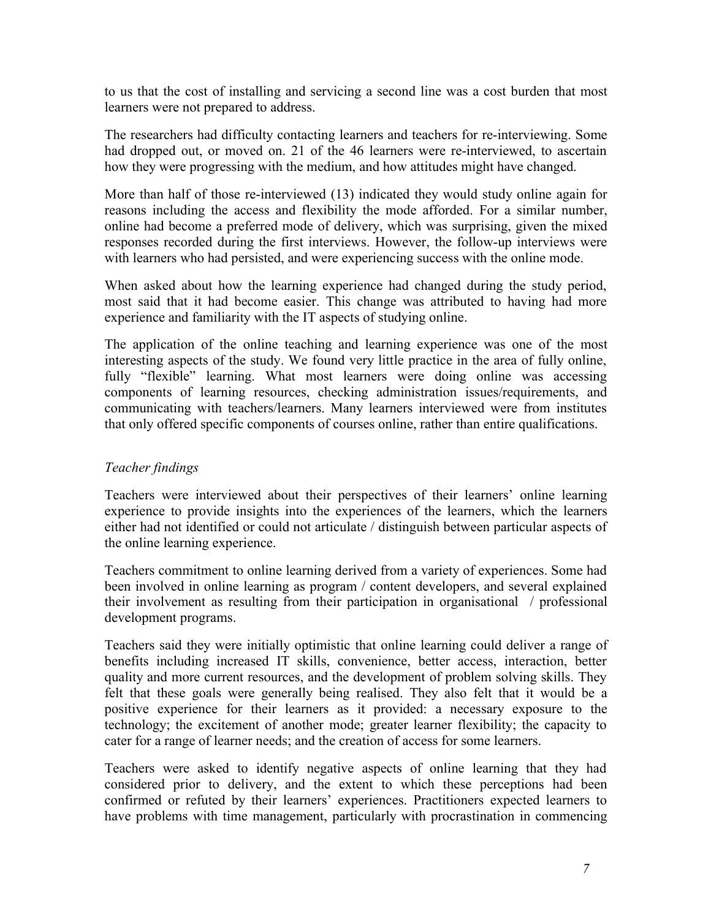to us that the cost of installing and servicing a second line was a cost burden that most learners were not prepared to address.

The researchers had difficulty contacting learners and teachers for re-interviewing. Some had dropped out, or moved on. 21 of the 46 learners were re-interviewed, to ascertain how they were progressing with the medium, and how attitudes might have changed.

More than half of those re-interviewed (13) indicated they would study online again for reasons including the access and flexibility the mode afforded. For a similar number, online had become a preferred mode of delivery, which was surprising, given the mixed responses recorded during the first interviews. However, the follow-up interviews were with learners who had persisted, and were experiencing success with the online mode.

When asked about how the learning experience had changed during the study period, most said that it had become easier. This change was attributed to having had more experience and familiarity with the IT aspects of studying online.

The application of the online teaching and learning experience was one of the most interesting aspects of the study. We found very little practice in the area of fully online, fully "flexible" learning. What most learners were doing online was accessing components of learning resources, checking administration issues/requirements, and communicating with teachers/learners. Many learners interviewed were from institutes that only offered specific components of courses online, rather than entire qualifications.

*Teacher findings*

Teachers were interviewed about their perspectives of their learners' online learning experience to provide insights into the experiences of the learners, which the learners either had not identified or could not articulate / distinguish between particular aspects of the online learning experience.

Teachers commitment to online learning derived from a variety of experiences. Some had been involved in online learning as program / content developers, and several explained their involvement as resulting from their participation in organisational / professional development programs.

Teachers said they were initially optimistic that online learning could deliver a range of benefits including increased IT skills, convenience, better access, interaction, better quality and more current resources, and the development of problem solving skills. They felt that these goals were generally being realised. They also felt that it would be a positive experience for their learners as it provided: a necessary exposure to the technology; the excitement of another mode; greater learner flexibility; the capacity to cater for a range of learner needs; and the creation of access for some learners.

Teachers were asked to identify negative aspects of online learning that they had considered prior to delivery, and the extent to which these perceptions had been confirmed or refuted by their learners' experiences. Practitioners expected learners to have problems with time management, particularly with procrastination in commencing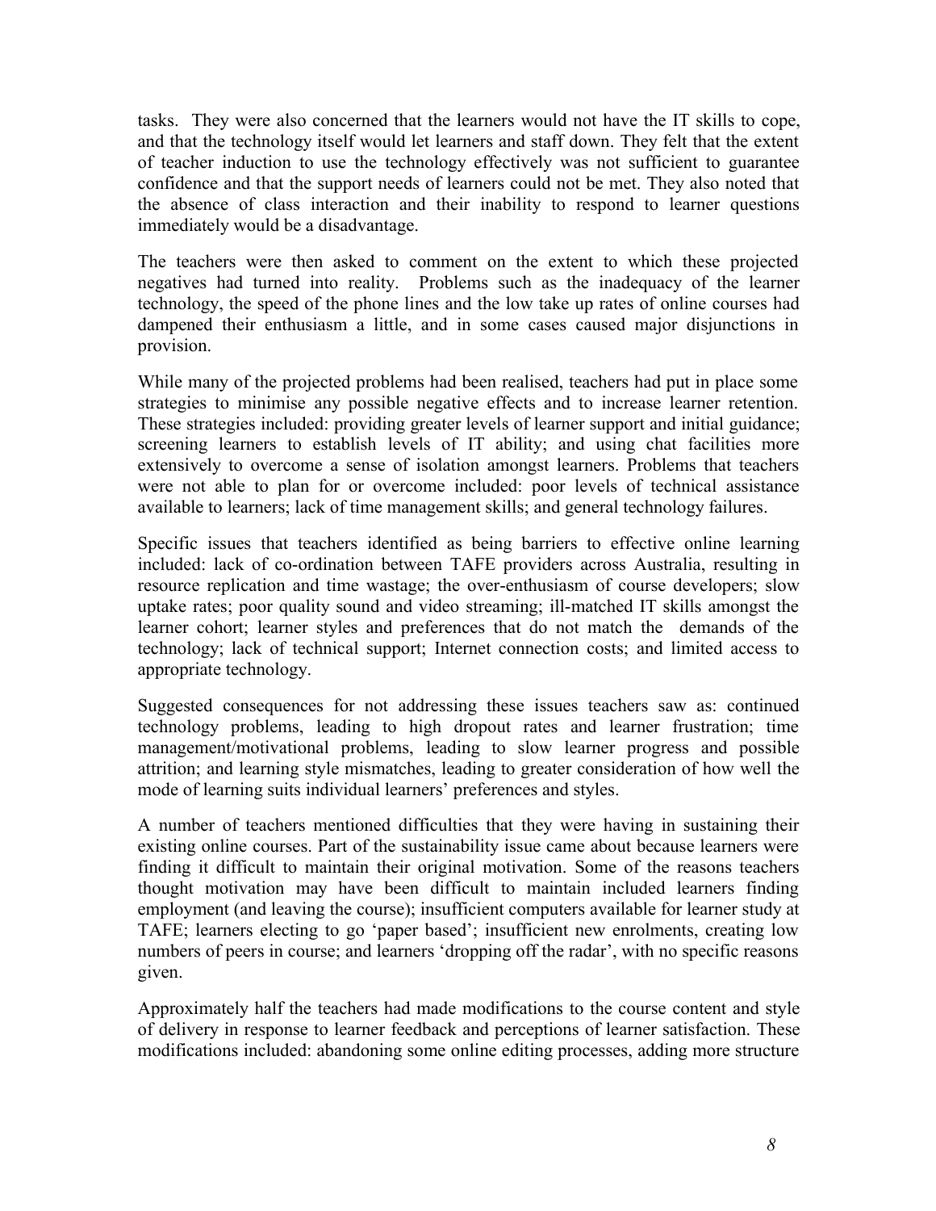tasks. They were also concerned that the learners would not have the IT skills to cope, and that the technology itself would let learners and staff down. They felt that the extent of teacher induction to use the technology effectively was not sufficient to guarantee confidence and that the support needs of learners could not be met. They also noted that the absence of class interaction and their inability to respond to learner questions immediately would be a disadvantage.

The teachers were then asked to comment on the extent to which these projected negatives had turned into reality. Problems such as the inadequacy of the learner technology, the speed of the phone lines and the low take up rates of online courses had dampened their enthusiasm a little, and in some cases caused major disjunctions in provision.

While many of the projected problems had been realised, teachers had put in place some strategies to minimise any possible negative effects and to increase learner retention. These strategies included: providing greater levels of learner support and initial guidance; screening learners to establish levels of IT ability; and using chat facilities more extensively to overcome a sense of isolation amongst learners. Problems that teachers were not able to plan for or overcome included: poor levels of technical assistance available to learners; lack of time management skills; and general technology failures.

Specific issues that teachers identified as being barriers to effective online learning included: lack of co-ordination between TAFE providers across Australia, resulting in resource replication and time wastage; the over-enthusiasm of course developers; slow uptake rates; poor quality sound and video streaming; ill-matched IT skills amongst the learner cohort; learner styles and preferences that do not match the demands of the technology; lack of technical support; Internet connection costs; and limited access to appropriate technology.

Suggested consequences for not addressing these issues teachers saw as: continued technology problems, leading to high dropout rates and learner frustration; time management/motivational problems, leading to slow learner progress and possible attrition; and learning style mismatches, leading to greater consideration of how well the mode of learning suits individual learners' preferences and styles.

A number of teachers mentioned difficulties that they were having in sustaining their existing online courses. Part of the sustainability issue came about because learners were finding it difficult to maintain their original motivation. Some of the reasons teachers thought motivation may have been difficult to maintain included learners finding employment (and leaving the course); insufficient computers available for learner study at TAFE; learners electing to go 'paper based'; insufficient new enrolments, creating low numbers of peers in course; and learners 'dropping off the radar', with no specific reasons given.

Approximately half the teachers had made modifications to the course content and style of delivery in response to learner feedback and perceptions of learner satisfaction. These modifications included: abandoning some online editing processes, adding more structure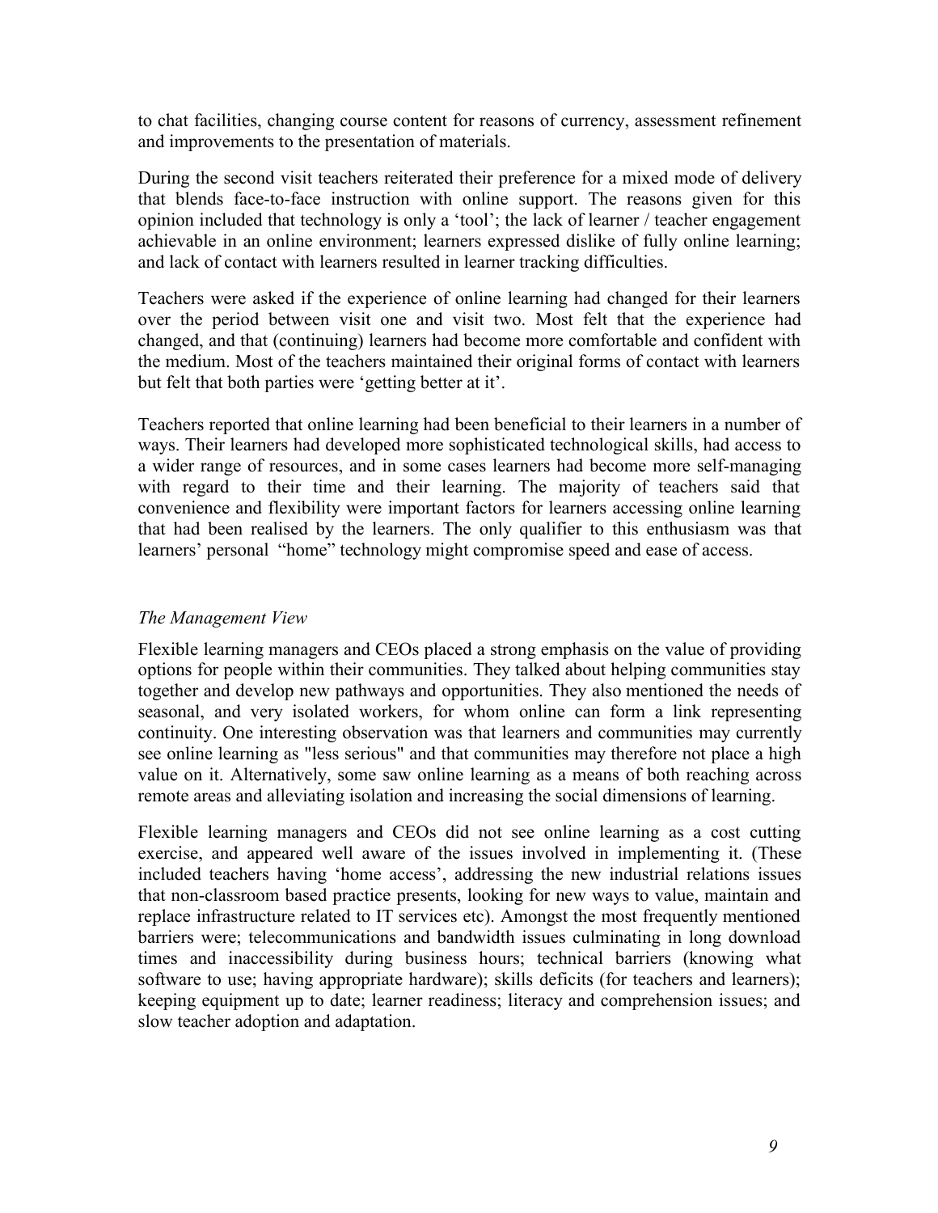to chat facilities, changing course content for reasons of currency, assessment refinement and improvements to the presentation of materials.

During the second visit teachers reiterated their preference for a mixed mode of delivery that blends face-to-face instruction with online support. The reasons given for this opinion included that technology is only a 'tool'; the lack of learner / teacher engagement achievable in an online environment; learners expressed dislike of fully online learning; and lack of contact with learners resulted in learner tracking difficulties.

Teachers were asked if the experience of online learning had changed for their learners over the period between visit one and visit two. Most felt that the experience had changed, and that (continuing) learners had become more comfortable and confident with the medium. Most of the teachers maintained their original forms of contact with learners but felt that both parties were 'getting better at it'.

Teachers reported that online learning had been beneficial to their learners in a number of ways. Their learners had developed more sophisticated technological skills, had access to a wider range of resources, and in some cases learners had become more self-managing with regard to their time and their learning. The majority of teachers said that convenience and flexibility were important factors for learners accessing online learning that had been realised by the learners. The only qualifier to this enthusiasm was that learners' personal "home" technology might compromise speed and ease of access.

*The Management View*

Flexible learning managers and CEOs placed a strong emphasis on the value of providing options for people within their communities. They talked about helping communities stay together and develop new pathways and opportunities. They also mentioned the needs of seasonal, and very isolated workers, for whom online can form a link representing continuity. One interesting observation was that learners and communities may currently see online learning as "less serious" and that communities may therefore not place a high value on it. Alternatively, some saw online learning as a means of both reaching across remote areas and alleviating isolation and increasing the social dimensions of learning.

Flexible learning managers and CEOs did not see online learning as a cost cutting exercise, and appeared well aware of the issues involved in implementing it. (These included teachers having 'home access', addressing the new industrial relations issues that non-classroom based practice presents, looking for new ways to value, maintain and replace infrastructure related to IT services etc). Amongst the most frequently mentioned barriers were; telecommunications and bandwidth issues culminating in long download times and inaccessibility during business hours; technical barriers (knowing what software to use; having appropriate hardware); skills deficits (for teachers and learners); keeping equipment up to date; learner readiness; literacy and comprehension issues; and slow teacher adoption and adaptation.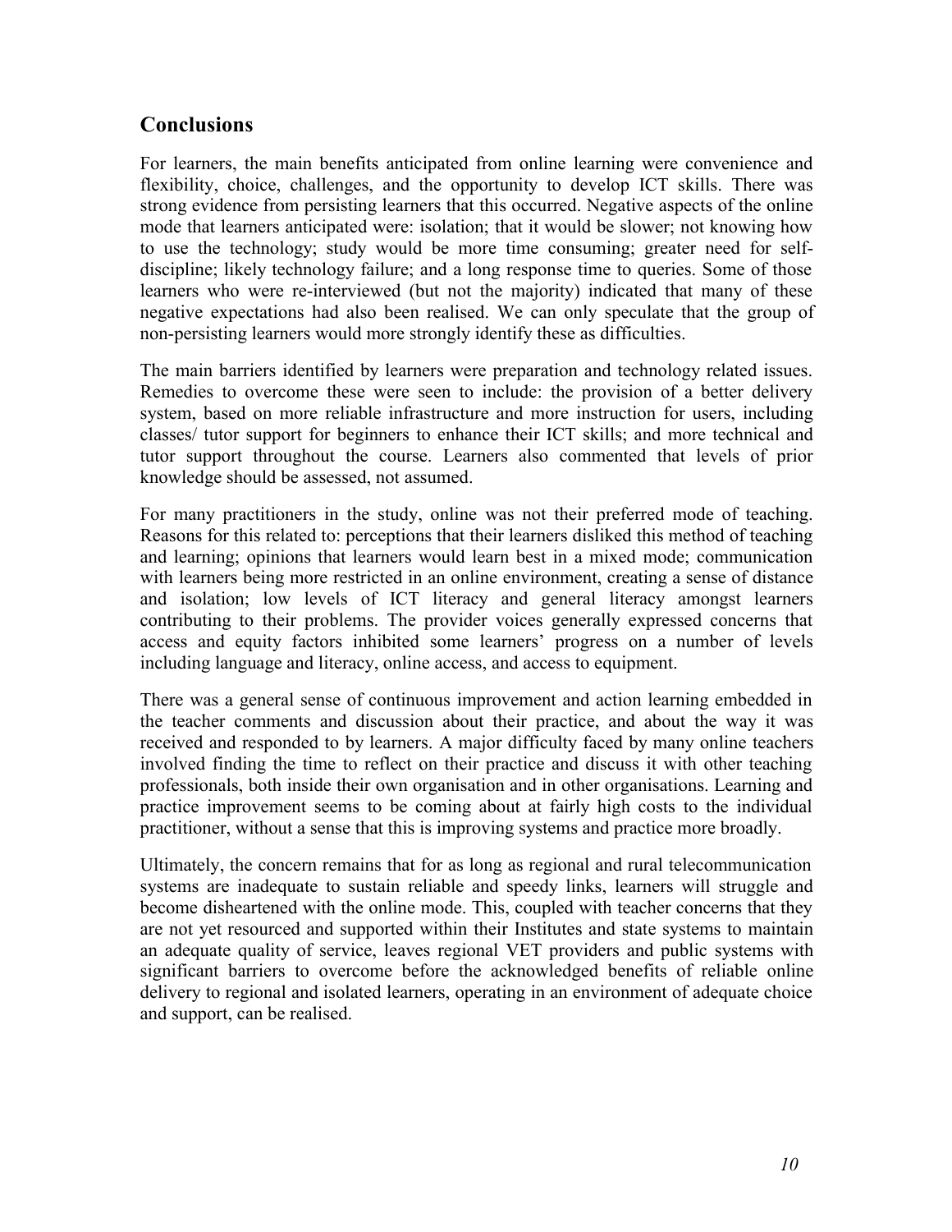## Conclusions

For learners, the main benefits anticipated from online learning were convenience and flexibility, choice, challenges, and the opportunity to develop ICT skills. There was strong evidence from persisting learners that this occurred. Negative aspects of the online mode that learners anticipated were: isolation; that it would be slower; not knowing how to use the technology; study would be more time consuming; greater need for self-discipline; likely technology failure; and a long response time to queries. Some of those learners who were re-interviewed (but not the majority) indicated that many of these negative expectations had also been realised. We can only speculate that the group of non-persisting learners would more strongly identify these as difficulties.

The main barriers identified by learners were preparation and technology related issues. Remedies to overcome these were seen to include: the provision of a better delivery system, based on more reliable infrastructure and more instruction for users, including classes/ tutor support for beginners to enhance their ICT skills; and more technical and tutor support throughout the course. Learners also commented that levels of prior knowledge should be assessed, not assumed.

For many practitioners in the study, online was not their preferred mode of teaching. Reasons for this related to: perceptions that their learners disliked this method of teaching and learning; opinions that learners would learn best in a mixed mode; communication with learners being more restricted in an online environment, creating a sense of distance and isolation; low levels of ICT literacy and general literacy amongst learners contributing to their problems. The provider voices generally expressed concerns that access and equity factors inhibited some learners' progress on a number of levels including language and literacy, online access, and access to equipment.

There was a general sense of continuous improvement and action learning embedded in the teacher comments and discussion about their practice, and about the way it was received and responded to by learners. A major difficulty faced by many online teachers involved finding the time to reflect on their practice and discuss it with other teaching professionals, both inside their own organisation and in other organisations. Learning and practice improvement seems to be coming about at fairly high costs to the individual practitioner, without a sense that this is improving systems and practice more broadly.

Ultimately, the concern remains that for as long as regional and rural telecommunication systems are inadequate to sustain reliable and speedy links, learners will struggle and become disheartened with the online mode. This, coupled with teacher concerns that they are not yet resourced and supported within their Institutes and state systems to maintain an adequate quality of service, leaves regional VET providers and public systems with significant barriers to overcome before the acknowledged benefits of reliable online delivery to regional and isolated learners, operating in an environment of adequate choice and support, can be realised.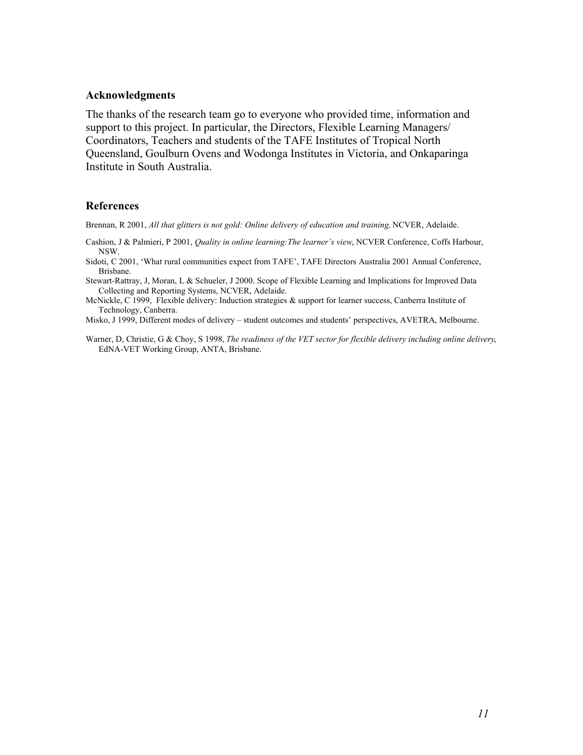## Acknowledgments

The thanks of the research team go to everyone who provided time, information and support to this project. In particular, the Directors, Flexible Learning Managers/ Coordinators, Teachers and students of the TAFE Institutes of Tropical North Queensland, Goulburn Ovens and Wodonga Institutes in Victoria, and Onkaparinga Institute in South Australia.

## References

Brennan, R 2001, *All that glitters is not gold: Online delivery of education and training,* NCVER, Adelaide.

Cashion, J & Palmieri, P 2001, *Quality in online learning:The learner's view*, NCVER Conference, Coffs Harbour, NSW.

Sidoti, C 2001, 'What rural communities expect from TAFE', TAFE Directors Australia 2001 Annual Conference, Brisbane.

Stewart-Rattray, J, Moran, L & Schueler, J 2000. Scope of Flexible Learning and Implications for Improved Data Collecting and Reporting Systems, NCVER, Adelaide.

McNickle, C 1999, Flexible delivery: Induction strategies & support for learner success, Canberra Institute of Technology, Canberra.

Misko, J 1999, Different modes of delivery – student outcomes and students' perspectives, AVETRA, Melbourne.

Warner, D, Christie, G & Choy, S 1998, *The readiness of the VET sector for flexible delivery including online delivery*, EdNA-VET Working Group, ANTA, Brisbane.